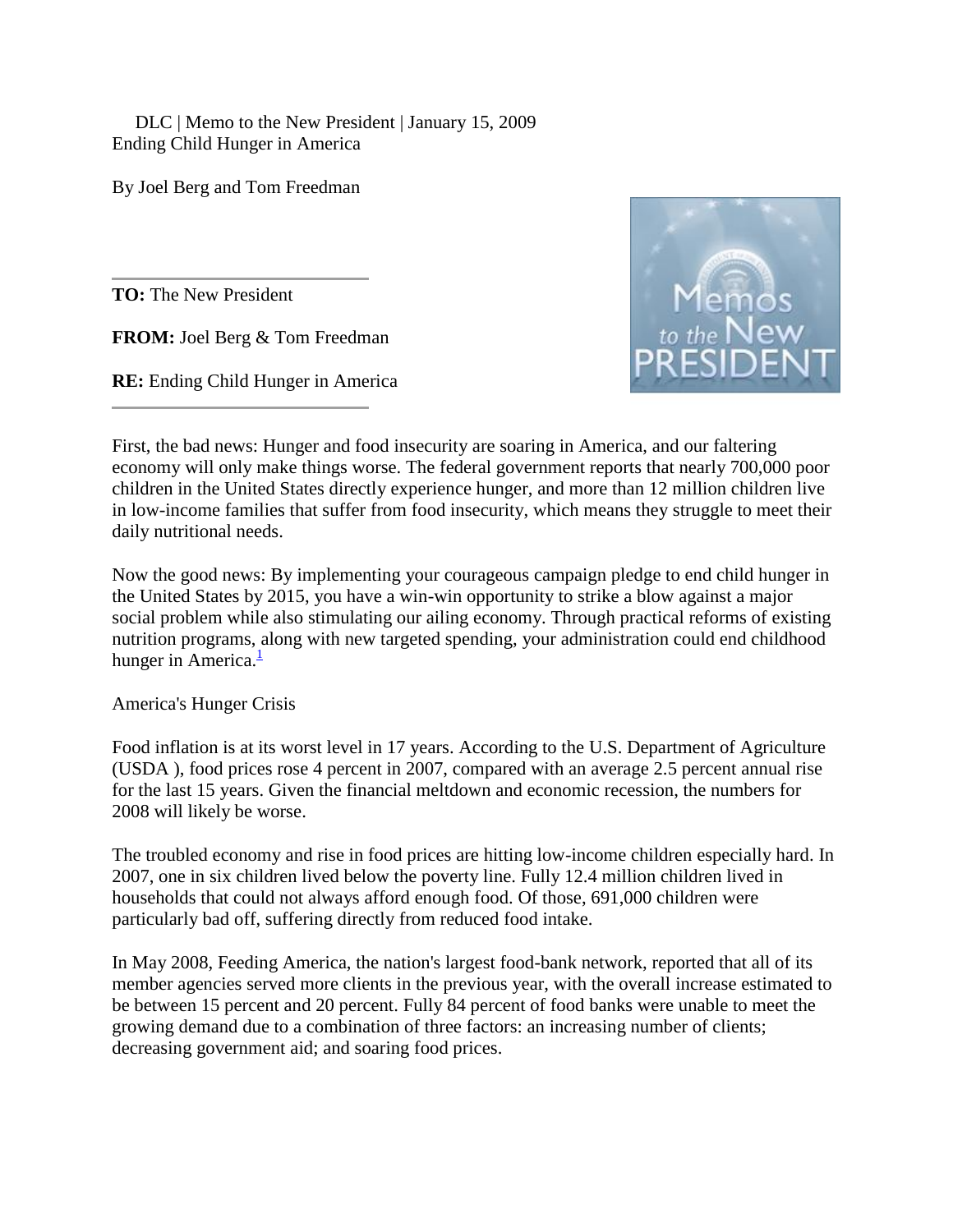DLC | Memo to the New President | January 15, 2009

# Ending Child Hunger in America

By Joel Berg and Tom Freedman

---

**TO:** The New President

**FROM:** Joel Berg & Tom Freedman

**RE:** Ending Child Hunger in America

---

First, the bad news: Hunger and food insecurity are soaring in America, and our faltering economy will only make things worse. The federal government reports that nearly 700,000 poor children in the United States directly experience hunger, and more than 12 million children live in low-income families that suffer from food insecurity, which means they struggle to meet their daily nutritional needs.

Now the good news: By implementing your courageous campaign pledge to end child hunger in the United States by 2015, you have a win-win opportunity to strike a blow against a major social problem while also stimulating our ailing economy. Through practical reforms of existing nutrition programs, along with new targeted spending, your administration could end childhood hunger in America.[1]

## America's Hunger Crisis

Food inflation is at its worst level in 17 years. According to the U.S. Department of Agriculture (USDA ), food prices rose 4 percent in 2007, compared with an average 2.5 percent annual rise for the last 15 years. Given the financial meltdown and economic recession, the numbers for 2008 will likely be worse.

The troubled economy and rise in food prices are hitting low-income children especially hard. In 2007, one in six children lived below the poverty line. Fully 12.4 million children lived in households that could not always afford enough food. Of those, 691,000 children were particularly bad off, suffering directly from reduced food intake.

In May 2008, Feeding America, the nation's largest food-bank network, reported that all of its member agencies served more clients in the previous year, with the overall increase estimated to be between 15 percent and 20 percent. Fully 84 percent of food banks were unable to meet the growing demand due to a combination of three factors: an increasing number of clients; decreasing government aid; and soaring food prices.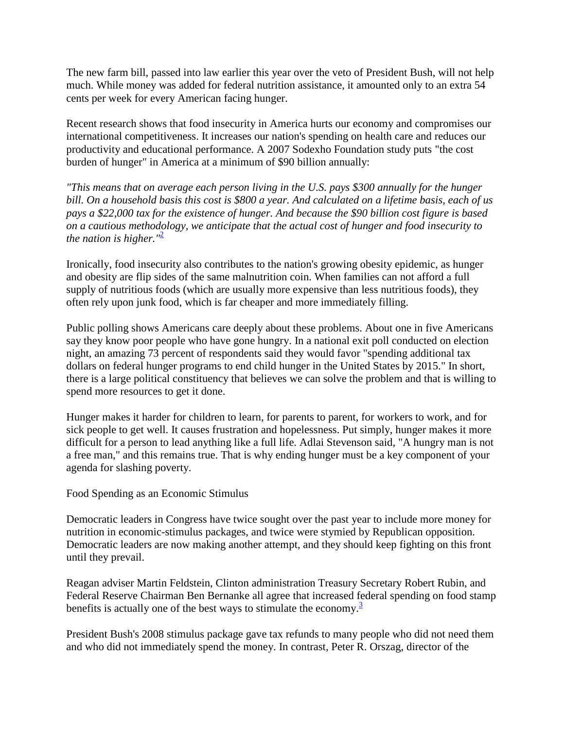The new farm bill, passed into law earlier this year over the veto of President Bush, will not help much. While money was added for federal nutrition assistance, it amounted only to an extra 54 cents per week for every American facing hunger.

Recent research shows that food insecurity in America hurts our economy and compromises our international competitiveness. It increases our nation's spending on health care and reduces our productivity and educational performance. A 2007 Sodexho Foundation study puts "the cost burden of hunger" in America at a minimum of $90 billion annually:

*"This means that on average each person living in the U.S. pays $300 annually for the hunger bill. On a household basis this cost is $800 a year. And calculated on a lifetime basis, each of us pays a $22,000 tax for the existence of hunger. And because the $90 billion cost figure is based on a cautious methodology, we anticipate that the actual cost of hunger and food insecurity to the nation is higher."*[2]

Ironically, food insecurity also contributes to the nation's growing obesity epidemic, as hunger and obesity are flip sides of the same malnutrition coin. When families can not afford a full supply of nutritious foods (which are usually more expensive than less nutritious foods), they often rely upon junk food, which is far cheaper and more immediately filling.

Public polling shows Americans care deeply about these problems. About one in five Americans say they know poor people who have gone hungry. In a national exit poll conducted on election night, an amazing 73 percent of respondents said they would favor "spending additional tax dollars on federal hunger programs to end child hunger in the United States by 2015." In short, there is a large political constituency that believes we can solve the problem and that is willing to spend more resources to get it done.

Hunger makes it harder for children to learn, for parents to parent, for workers to work, and for sick people to get well. It causes frustration and hopelessness. Put simply, hunger makes it more difficult for a person to lead anything like a full life. Adlai Stevenson said, "A hungry man is not a free man," and this remains true. That is why ending hunger must be a key component of your agenda for slashing poverty.

## Food Spending as an Economic Stimulus

Democratic leaders in Congress have twice sought over the past year to include more money for nutrition in economic-stimulus packages, and twice were stymied by Republican opposition. Democratic leaders are now making another attempt, and they should keep fighting on this front until they prevail.

Reagan adviser Martin Feldstein, Clinton administration Treasury Secretary Robert Rubin, and Federal Reserve Chairman Ben Bernanke all agree that increased federal spending on food stamp benefits is actually one of the best ways to stimulate the economy.[3]

President Bush's 2008 stimulus package gave tax refunds to many people who did not need them and who did not immediately spend the money. In contrast, Peter R. Orszag, director of the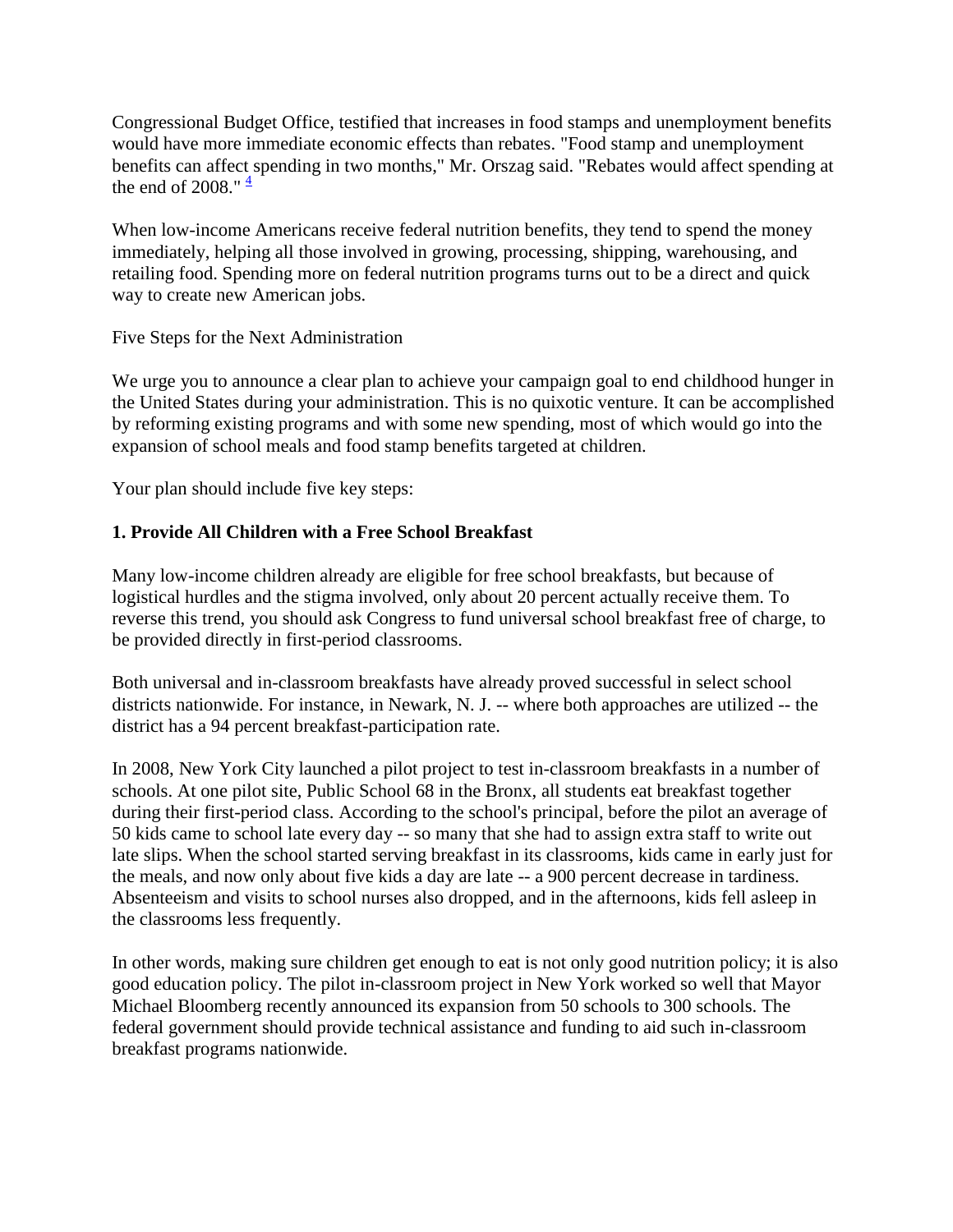Congressional Budget Office, testified that increases in food stamps and unemployment benefits would have more immediate economic effects than rebates. "Food stamp and unemployment benefits can affect spending in two months," Mr. Orszag said. "Rebates would affect spending at the end of 2008." [4]

When low-income Americans receive federal nutrition benefits, they tend to spend the money immediately, helping all those involved in growing, processing, shipping, warehousing, and retailing food. Spending more on federal nutrition programs turns out to be a direct and quick way to create new American jobs.

Five Steps for the Next Administration

We urge you to announce a clear plan to achieve your campaign goal to end childhood hunger in the United States during your administration. This is no quixotic venture. It can be accomplished by reforming existing programs and with some new spending, most of which would go into the expansion of school meals and food stamp benefits targeted at children.

Your plan should include five key steps:

**1. Provide All Children with a Free School Breakfast**

Many low-income children already are eligible for free school breakfasts, but because of logistical hurdles and the stigma involved, only about 20 percent actually receive them. To reverse this trend, you should ask Congress to fund universal school breakfast free of charge, to be provided directly in first-period classrooms.

Both universal and in-classroom breakfasts have already proved successful in select school districts nationwide. For instance, in Newark, N. J. -- where both approaches are utilized -- the district has a 94 percent breakfast-participation rate.

In 2008, New York City launched a pilot project to test in-classroom breakfasts in a number of schools. At one pilot site, Public School 68 in the Bronx, all students eat breakfast together during their first-period class. According to the school's principal, before the pilot an average of 50 kids came to school late every day -- so many that she had to assign extra staff to write out late slips. When the school started serving breakfast in its classrooms, kids came in early just for the meals, and now only about five kids a day are late -- a 900 percent decrease in tardiness. Absenteeism and visits to school nurses also dropped, and in the afternoons, kids fell asleep in the classrooms less frequently.

In other words, making sure children get enough to eat is not only good nutrition policy; it is also good education policy. The pilot in-classroom project in New York worked so well that Mayor Michael Bloomberg recently announced its expansion from 50 schools to 300 schools. The federal government should provide technical assistance and funding to aid such in-classroom breakfast programs nationwide.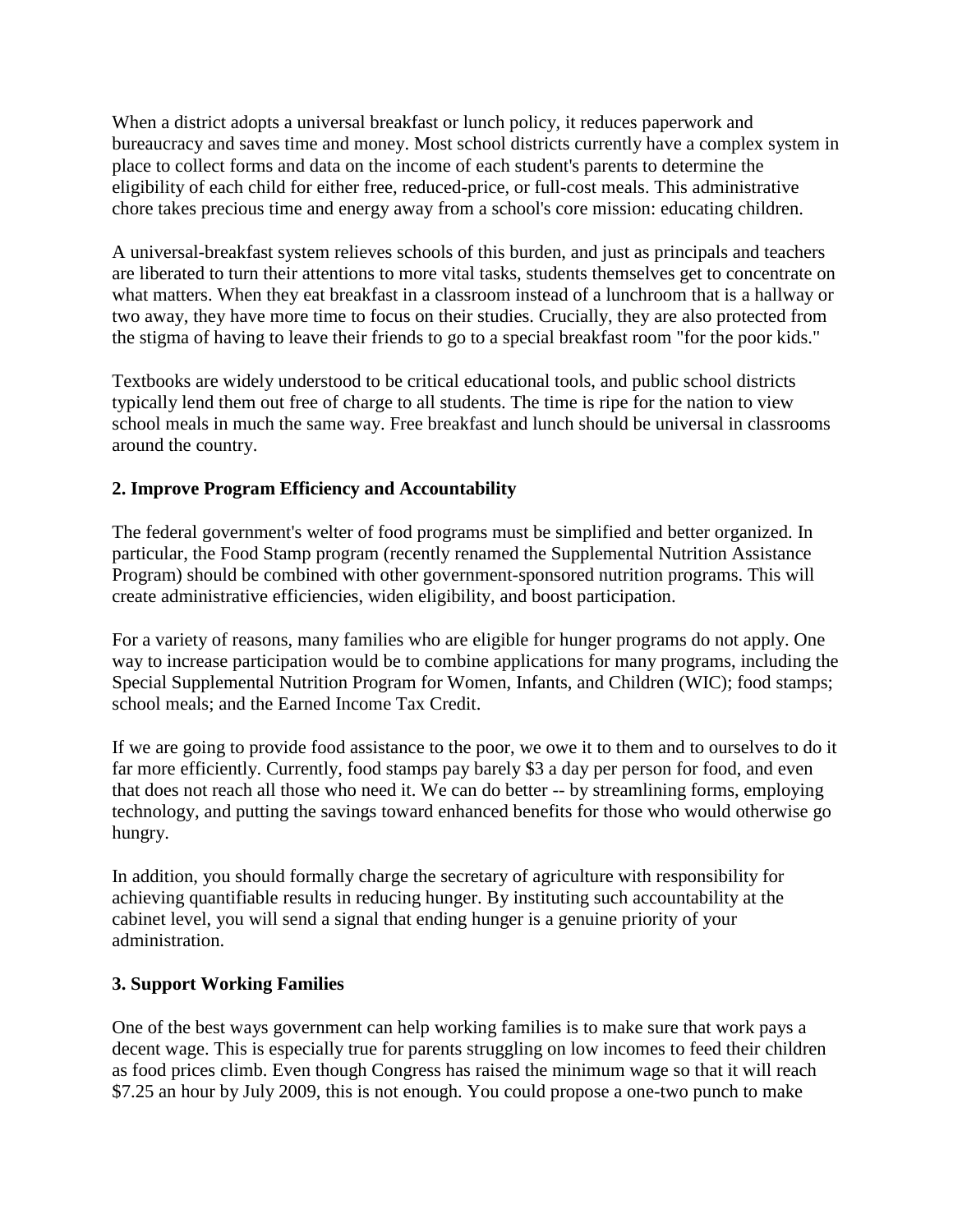When a district adopts a universal breakfast or lunch policy, it reduces paperwork and bureaucracy and saves time and money. Most school districts currently have a complex system in place to collect forms and data on the income of each student's parents to determine the eligibility of each child for either free, reduced-price, or full-cost meals. This administrative chore takes precious time and energy away from a school's core mission: educating children.

A universal-breakfast system relieves schools of this burden, and just as principals and teachers are liberated to turn their attentions to more vital tasks, students themselves get to concentrate on what matters. When they eat breakfast in a classroom instead of a lunchroom that is a hallway or two away, they have more time to focus on their studies. Crucially, they are also protected from the stigma of having to leave their friends to go to a special breakfast room "for the poor kids."

Textbooks are widely understood to be critical educational tools, and public school districts typically lend them out free of charge to all students. The time is ripe for the nation to view school meals in much the same way. Free breakfast and lunch should be universal in classrooms around the country.

### 2. Improve Program Efficiency and Accountability

The federal government's welter of food programs must be simplified and better organized. In particular, the Food Stamp program (recently renamed the Supplemental Nutrition Assistance Program) should be combined with other government-sponsored nutrition programs. This will create administrative efficiencies, widen eligibility, and boost participation.

For a variety of reasons, many families who are eligible for hunger programs do not apply. One way to increase participation would be to combine applications for many programs, including the Special Supplemental Nutrition Program for Women, Infants, and Children (WIC); food stamps; school meals; and the Earned Income Tax Credit.

If we are going to provide food assistance to the poor, we owe it to them and to ourselves to do it far more efficiently. Currently, food stamps pay barely $3 a day per person for food, and even that does not reach all those who need it. We can do better -- by streamlining forms, employing technology, and putting the savings toward enhanced benefits for those who would otherwise go hungry.

In addition, you should formally charge the secretary of agriculture with responsibility for achieving quantifiable results in reducing hunger. By instituting such accountability at the cabinet level, you will send a signal that ending hunger is a genuine priority of your administration.

### 3. Support Working Families

One of the best ways government can help working families is to make sure that work pays a decent wage. This is especially true for parents struggling on low incomes to feed their children as food prices climb. Even though Congress has raised the minimum wage so that it will reach $7.25 an hour by July 2009, this is not enough. You could propose a one-two punch to make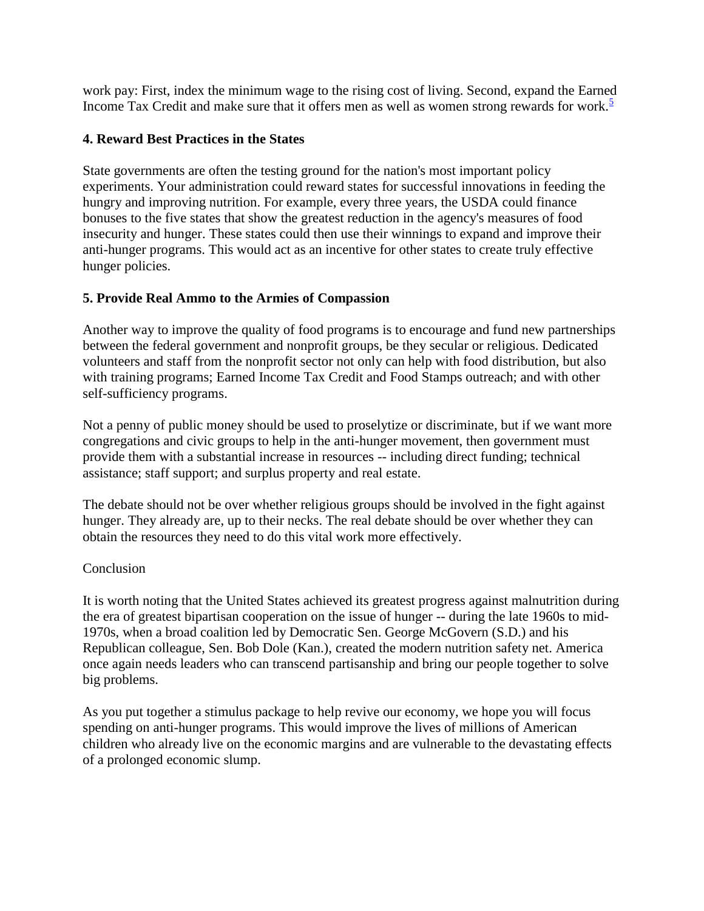work pay: First, index the minimum wage to the rising cost of living. Second, expand the Earned Income Tax Credit and make sure that it offers men as well as women strong rewards for work.[5]

**4. Reward Best Practices in the States**

State governments are often the testing ground for the nation's most important policy experiments. Your administration could reward states for successful innovations in feeding the hungry and improving nutrition. For example, every three years, the USDA could finance bonuses to the five states that show the greatest reduction in the agency's measures of food insecurity and hunger. These states could then use their winnings to expand and improve their anti-hunger programs. This would act as an incentive for other states to create truly effective hunger policies.

**5. Provide Real Ammo to the Armies of Compassion**

Another way to improve the quality of food programs is to encourage and fund new partnerships between the federal government and nonprofit groups, be they secular or religious. Dedicated volunteers and staff from the nonprofit sector not only can help with food distribution, but also with training programs; Earned Income Tax Credit and Food Stamps outreach; and with other self-sufficiency programs.

Not a penny of public money should be used to proselytize or discriminate, but if we want more congregations and civic groups to help in the anti-hunger movement, then government must provide them with a substantial increase in resources -- including direct funding; technical assistance; staff support; and surplus property and real estate.

The debate should not be over whether religious groups should be involved in the fight against hunger. They already are, up to their necks. The real debate should be over whether they can obtain the resources they need to do this vital work more effectively.

Conclusion

It is worth noting that the United States achieved its greatest progress against malnutrition during the era of greatest bipartisan cooperation on the issue of hunger -- during the late 1960s to mid-1970s, when a broad coalition led by Democratic Sen. George McGovern (S.D.) and his Republican colleague, Sen. Bob Dole (Kan.), created the modern nutrition safety net. America once again needs leaders who can transcend partisanship and bring our people together to solve big problems.

As you put together a stimulus package to help revive our economy, we hope you will focus spending on anti-hunger programs. This would improve the lives of millions of American children who already live on the economic margins and are vulnerable to the devastating effects of a prolonged economic slump.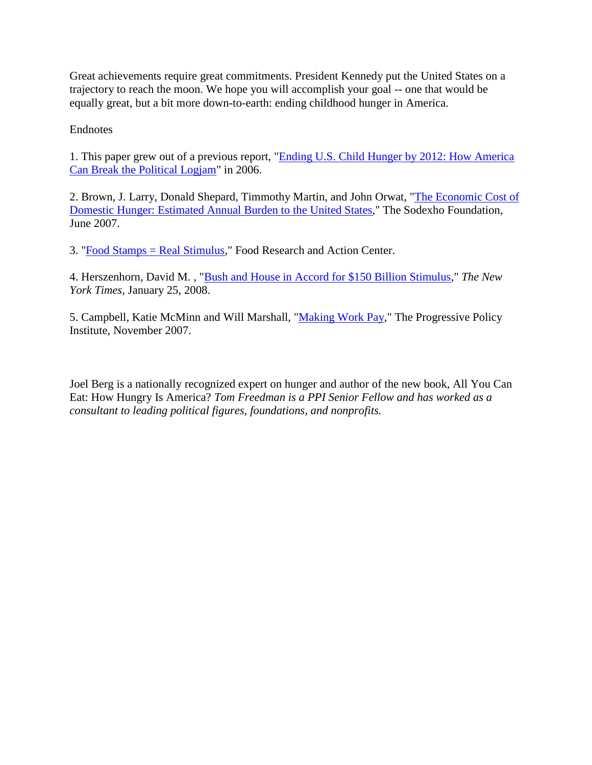Great achievements require great commitments. President Kennedy put the United States on a trajectory to reach the moon. We hope you will accomplish your goal -- one that would be equally great, but a bit more down-to-earth: ending childhood hunger in America.

Endnotes

1. This paper grew out of a previous report, "Ending U.S. Child Hunger by 2012: How America Can Break the Political Logjam" in 2006.

2. Brown, J. Larry, Donald Shepard, Timmothy Martin, and John Orwat, "The Economic Cost of Domestic Hunger: Estimated Annual Burden to the United States," The Sodexho Foundation, June 2007.

3. "Food Stamps = Real Stimulus," Food Research and Action Center.

4. Herszenhorn, David M. , "Bush and House in Accord for $150 Billion Stimulus," *The New York Times*, January 25, 2008.

5. Campbell, Katie McMinn and Will Marshall, "Making Work Pay," The Progressive Policy Institute, November 2007.

Joel Berg is a nationally recognized expert on hunger and author of the new book, All You Can Eat: How Hungry Is America? *Tom Freedman is a PPI Senior Fellow and has worked as a consultant to leading political figures, foundations, and nonprofits.*